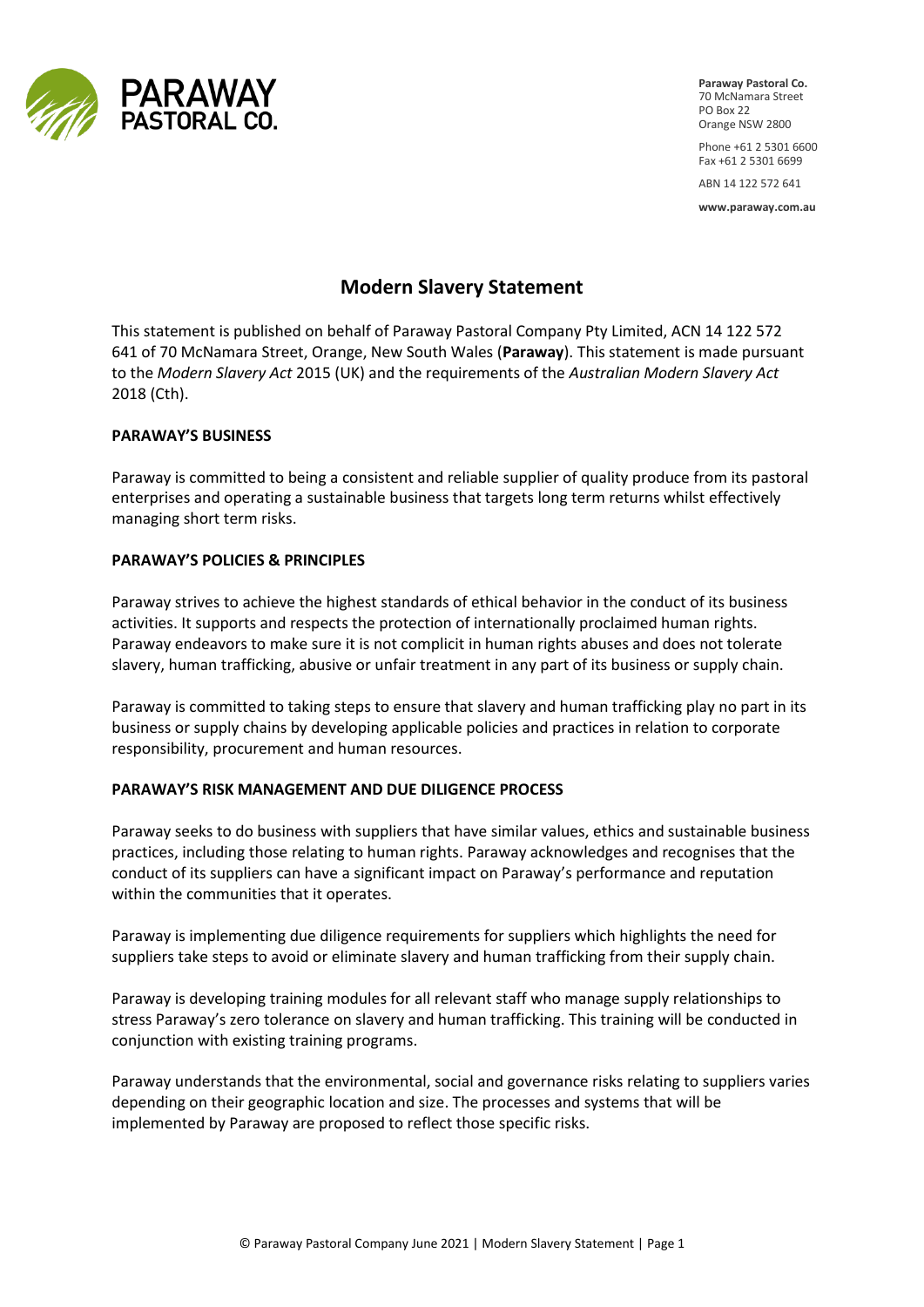**Paraway Pastoral Co.**
70 McNamara Street
PO Box 22
Orange NSW 2800

Phone +61 2 5301 6600
Fax +61 2 5301 6699

ABN 14 122 572 641

**www.paraway.com.au**

# Modern Slavery Statement

This statement is published on behalf of Paraway Pastoral Company Pty Limited, ACN 14 122 572 641 of 70 McNamara Street, Orange, New South Wales (**Paraway**). This statement is made pursuant to the *Modern Slavery Act* 2015 (UK) and the requirements of the *Australian Modern Slavery Act* 2018 (Cth).

## PARAWAY'S BUSINESS

Paraway is committed to being a consistent and reliable supplier of quality produce from its pastoral enterprises and operating a sustainable business that targets long term returns whilst effectively managing short term risks.

## PARAWAY'S POLICIES & PRINCIPLES

Paraway strives to achieve the highest standards of ethical behavior in the conduct of its business activities. It supports and respects the protection of internationally proclaimed human rights. Paraway endeavors to make sure it is not complicit in human rights abuses and does not tolerate slavery, human trafficking, abusive or unfair treatment in any part of its business or supply chain.

Paraway is committed to taking steps to ensure that slavery and human trafficking play no part in its business or supply chains by developing applicable policies and practices in relation to corporate responsibility, procurement and human resources.

## PARAWAY'S RISK MANAGEMENT AND DUE DILIGENCE PROCESS

Paraway seeks to do business with suppliers that have similar values, ethics and sustainable business practices, including those relating to human rights. Paraway acknowledges and recognises that the conduct of its suppliers can have a significant impact on Paraway's performance and reputation within the communities that it operates.

Paraway is implementing due diligence requirements for suppliers which highlights the need for suppliers take steps to avoid or eliminate slavery and human trafficking from their supply chain.

Paraway is developing training modules for all relevant staff who manage supply relationships to stress Paraway's zero tolerance on slavery and human trafficking. This training will be conducted in conjunction with existing training programs.

Paraway understands that the environmental, social and governance risks relating to suppliers varies depending on their geographic location and size. The processes and systems that will be implemented by Paraway are proposed to reflect those specific risks.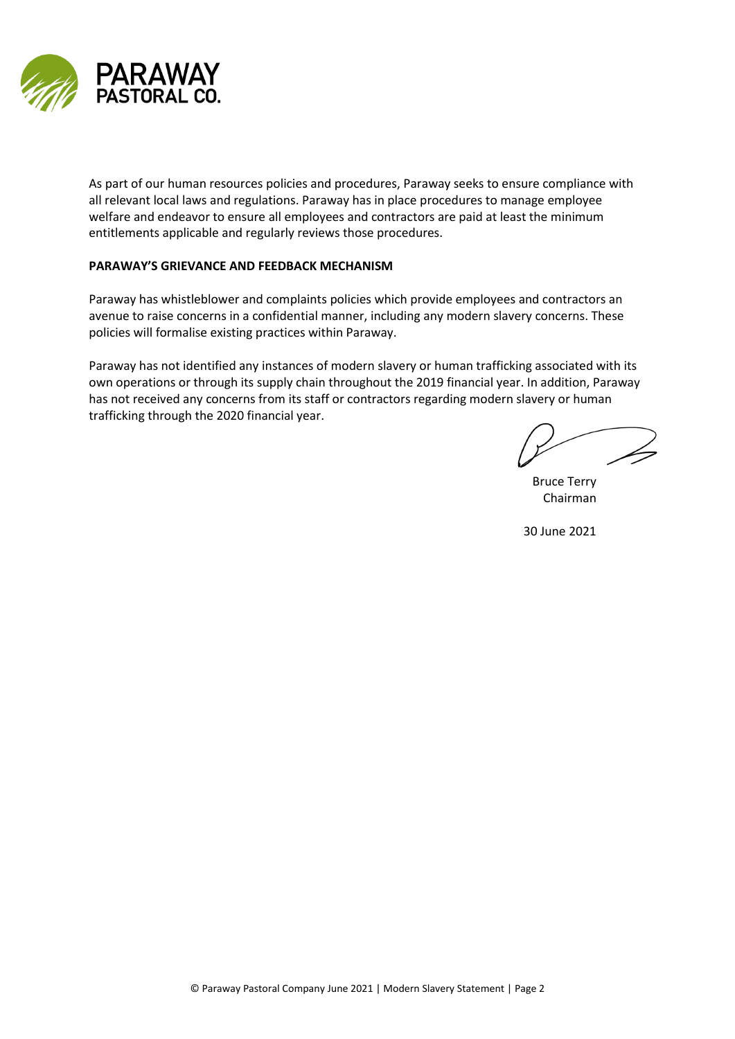As part of our human resources policies and procedures, Paraway seeks to ensure compliance with all relevant local laws and regulations. Paraway has in place procedures to manage employee welfare and endeavor to ensure all employees and contractors are paid at least the minimum entitlements applicable and regularly reviews those procedures.

**PARAWAY'S GRIEVANCE AND FEEDBACK MECHANISM**

Paraway has whistleblower and complaints policies which provide employees and contractors an avenue to raise concerns in a confidential manner, including any modern slavery concerns. These policies will formalise existing practices within Paraway.

Paraway has not identified any instances of modern slavery or human trafficking associated with its own operations or through its supply chain throughout the 2019 financial year. In addition, Paraway has not received any concerns from its staff or contractors regarding modern slavery or human trafficking through the 2020 financial year.

Bruce Terry
Chairman

30 June 2021